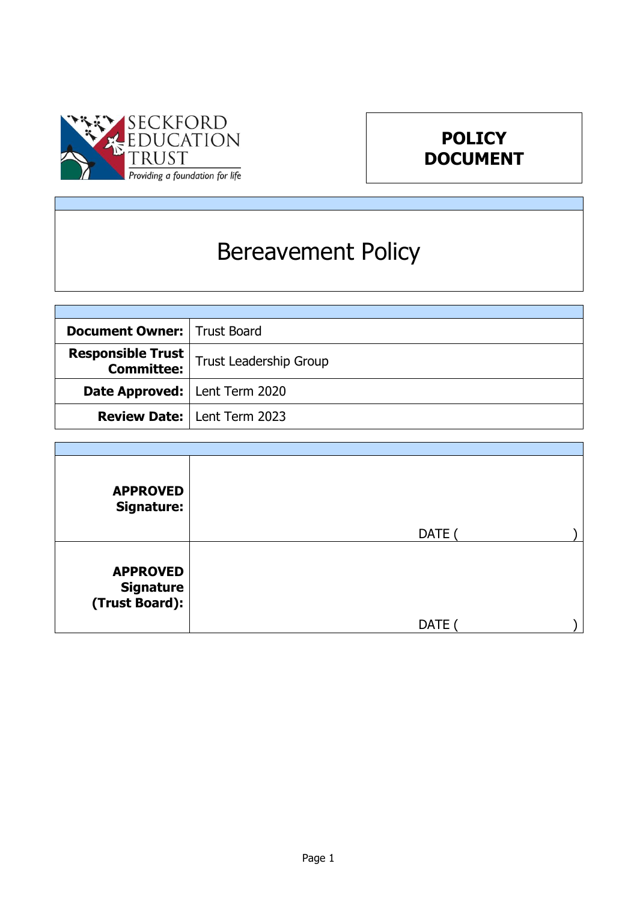SECKFORD EDUCATION TRUST

*Providing a foundation for life*

**POLICY DOCUMENT**

# Bereavement Policy

| | |
|---|---|
| **Document Owner:** | Trust Board |
| **Responsible Trust Committee:** | Trust Leadership Group |
| **Date Approved:** | Lent Term 2020 |
| **Review Date:** | Lent Term 2023 |

| | |
|---|---|
| **APPROVED Signature:** | DATE ( ) |
| **APPROVED Signature (Trust Board):** | DATE ( ) |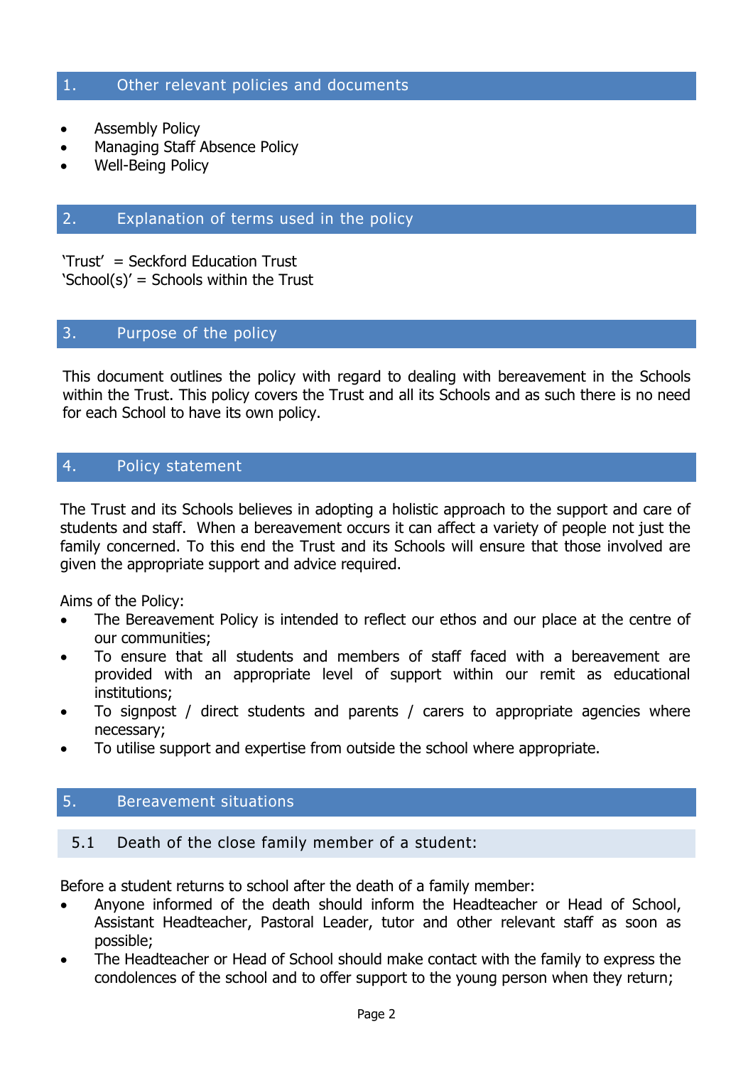## 1. Other relevant policies and documents

- Assembly Policy
- Managing Staff Absence Policy
- Well-Being Policy

## 2. Explanation of terms used in the policy

'Trust' = Seckford Education Trust
'School(s)' = Schools within the Trust

## 3. Purpose of the policy

This document outlines the policy with regard to dealing with bereavement in the Schools within the Trust. This policy covers the Trust and all its Schools and as such there is no need for each School to have its own policy.

## 4. Policy statement

The Trust and its Schools believes in adopting a holistic approach to the support and care of students and staff. When a bereavement occurs it can affect a variety of people not just the family concerned. To this end the Trust and its Schools will ensure that those involved are given the appropriate support and advice required.

Aims of the Policy:

- The Bereavement Policy is intended to reflect our ethos and our place at the centre of our communities;
- To ensure that all students and members of staff faced with a bereavement are provided with an appropriate level of support within our remit as educational institutions;
- To signpost / direct students and parents / carers to appropriate agencies where necessary;
- To utilise support and expertise from outside the school where appropriate.

## 5. Bereavement situations

### 5.1 Death of the close family member of a student:

Before a student returns to school after the death of a family member:

- Anyone informed of the death should inform the Headteacher or Head of School, Assistant Headteacher, Pastoral Leader, tutor and other relevant staff as soon as possible;
- The Headteacher or Head of School should make contact with the family to express the condolences of the school and to offer support to the young person when they return;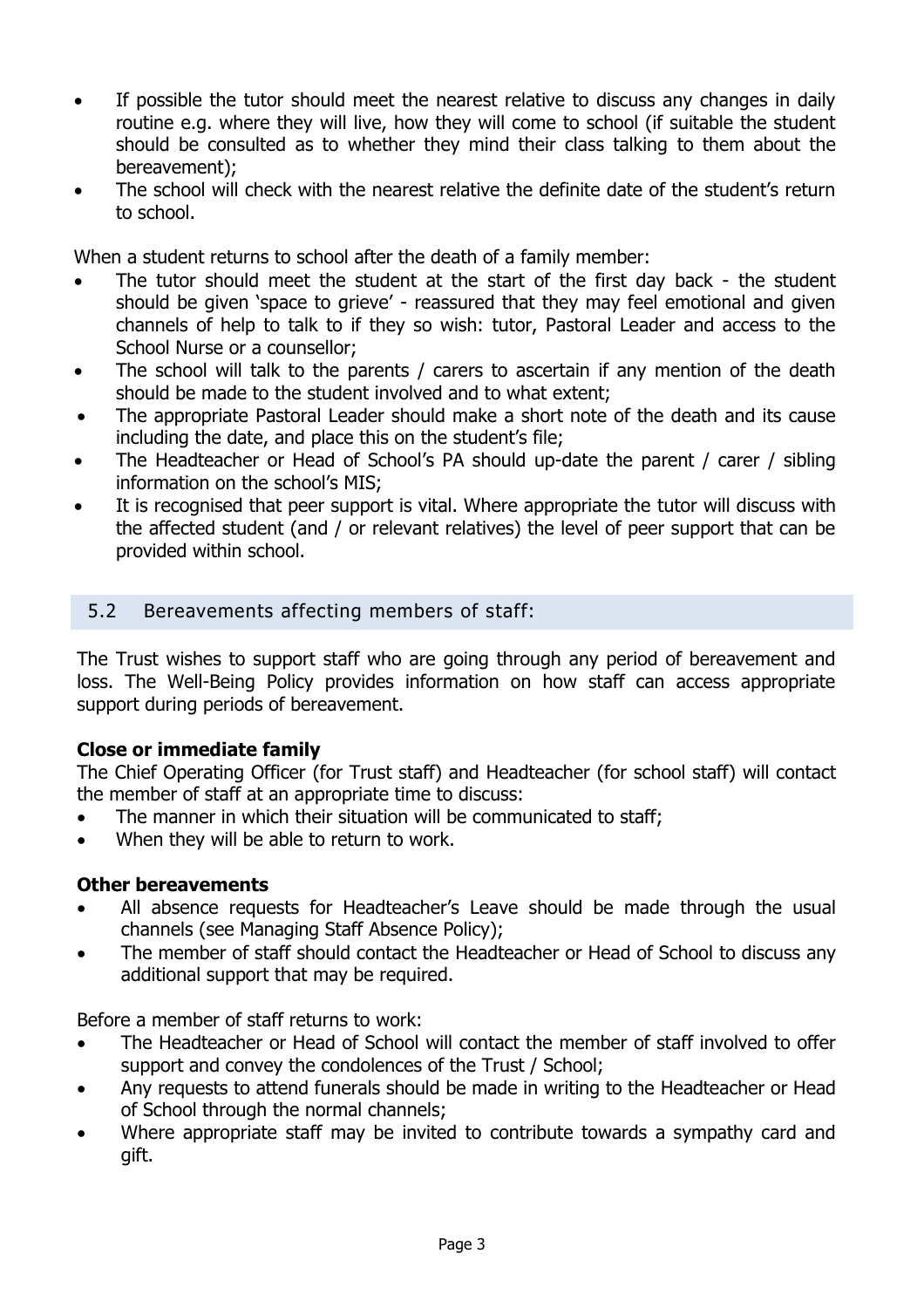- If possible the tutor should meet the nearest relative to discuss any changes in daily routine e.g. where they will live, how they will come to school (if suitable the student should be consulted as to whether they mind their class talking to them about the bereavement);
- The school will check with the nearest relative the definite date of the student's return to school.

When a student returns to school after the death of a family member:

- The tutor should meet the student at the start of the first day back - the student should be given 'space to grieve' - reassured that they may feel emotional and given channels of help to talk to if they so wish: tutor, Pastoral Leader and access to the School Nurse or a counsellor;
- The school will talk to the parents / carers to ascertain if any mention of the death should be made to the student involved and to what extent;
- The appropriate Pastoral Leader should make a short note of the death and its cause including the date, and place this on the student's file;
- The Headteacher or Head of School's PA should up-date the parent / carer / sibling information on the school's MIS;
- It is recognised that peer support is vital. Where appropriate the tutor will discuss with the affected student (and / or relevant relatives) the level of peer support that can be provided within school.

## 5.2 Bereavements affecting members of staff:

The Trust wishes to support staff who are going through any period of bereavement and loss. The Well-Being Policy provides information on how staff can access appropriate support during periods of bereavement.

**Close or immediate family**

The Chief Operating Officer (for Trust staff) and Headteacher (for school staff) will contact the member of staff at an appropriate time to discuss:

- The manner in which their situation will be communicated to staff;
- When they will be able to return to work.

**Other bereavements**

- All absence requests for Headteacher's Leave should be made through the usual channels (see Managing Staff Absence Policy);
- The member of staff should contact the Headteacher or Head of School to discuss any additional support that may be required.

Before a member of staff returns to work:

- The Headteacher or Head of School will contact the member of staff involved to offer support and convey the condolences of the Trust / School;
- Any requests to attend funerals should be made in writing to the Headteacher or Head of School through the normal channels;
- Where appropriate staff may be invited to contribute towards a sympathy card and gift.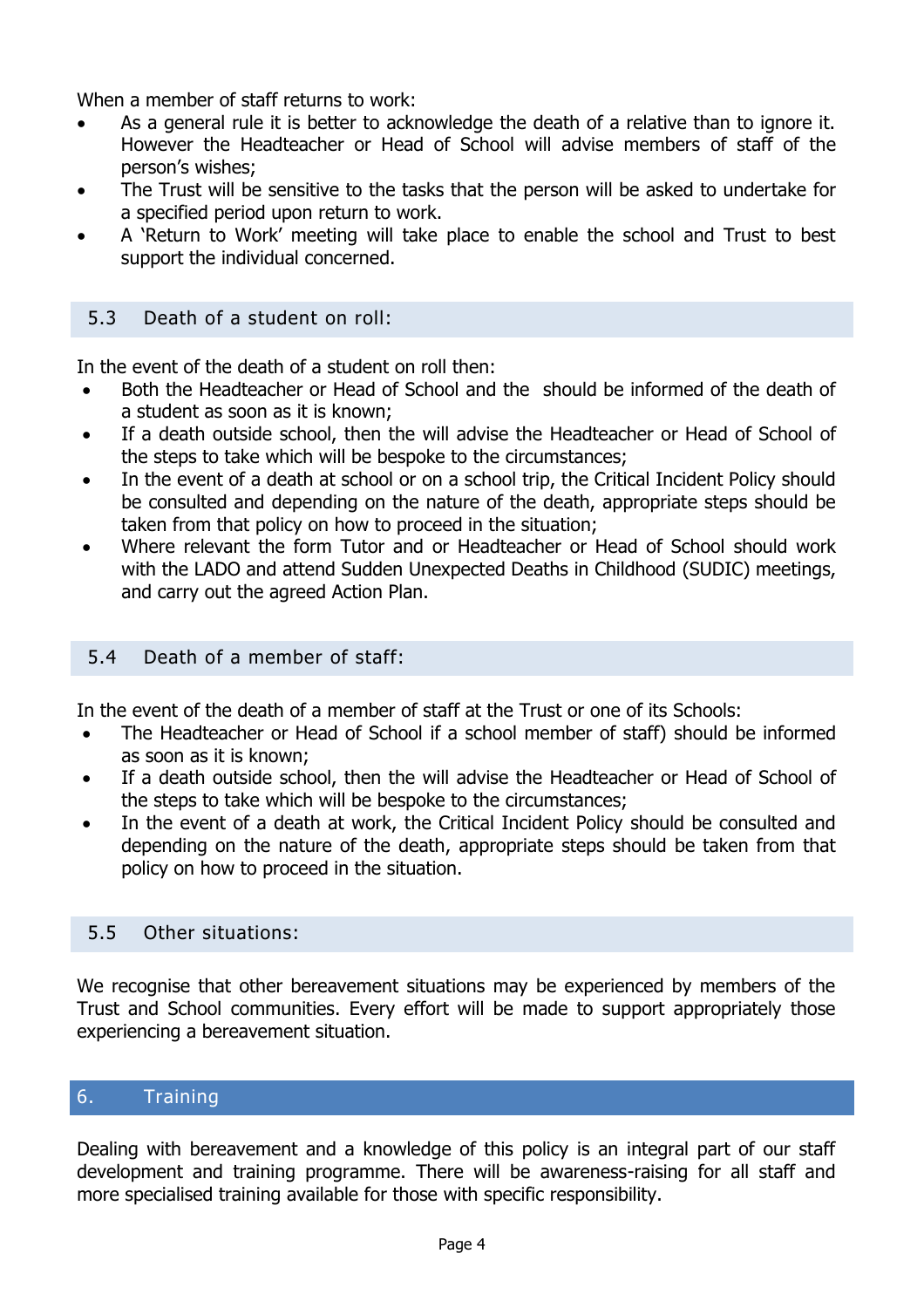When a member of staff returns to work:

- As a general rule it is better to acknowledge the death of a relative than to ignore it. However the Headteacher or Head of School will advise members of staff of the person's wishes;
- The Trust will be sensitive to the tasks that the person will be asked to undertake for a specified period upon return to work.
- A 'Return to Work' meeting will take place to enable the school and Trust to best support the individual concerned.

### 5.3 Death of a student on roll:

In the event of the death of a student on roll then:

- Both the Headteacher or Head of School and the  should be informed of the death of a student as soon as it is known;
- If a death outside school, then the will advise the Headteacher or Head of School of the steps to take which will be bespoke to the circumstances;
- In the event of a death at school or on a school trip, the Critical Incident Policy should be consulted and depending on the nature of the death, appropriate steps should be taken from that policy on how to proceed in the situation;
- Where relevant the form Tutor and or Headteacher or Head of School should work with the LADO and attend Sudden Unexpected Deaths in Childhood (SUDIC) meetings, and carry out the agreed Action Plan.

### 5.4 Death of a member of staff:

In the event of the death of a member of staff at the Trust or one of its Schools:

- The Headteacher or Head of School if a school member of staff) should be informed as soon as it is known;
- If a death outside school, then the will advise the Headteacher or Head of School of the steps to take which will be bespoke to the circumstances;
- In the event of a death at work, the Critical Incident Policy should be consulted and depending on the nature of the death, appropriate steps should be taken from that policy on how to proceed in the situation.

### 5.5 Other situations:

We recognise that other bereavement situations may be experienced by members of the Trust and School communities. Every effort will be made to support appropriately those experiencing a bereavement situation.

## 6. Training

Dealing with bereavement and a knowledge of this policy is an integral part of our staff development and training programme. There will be awareness-raising for all staff and more specialised training available for those with specific responsibility.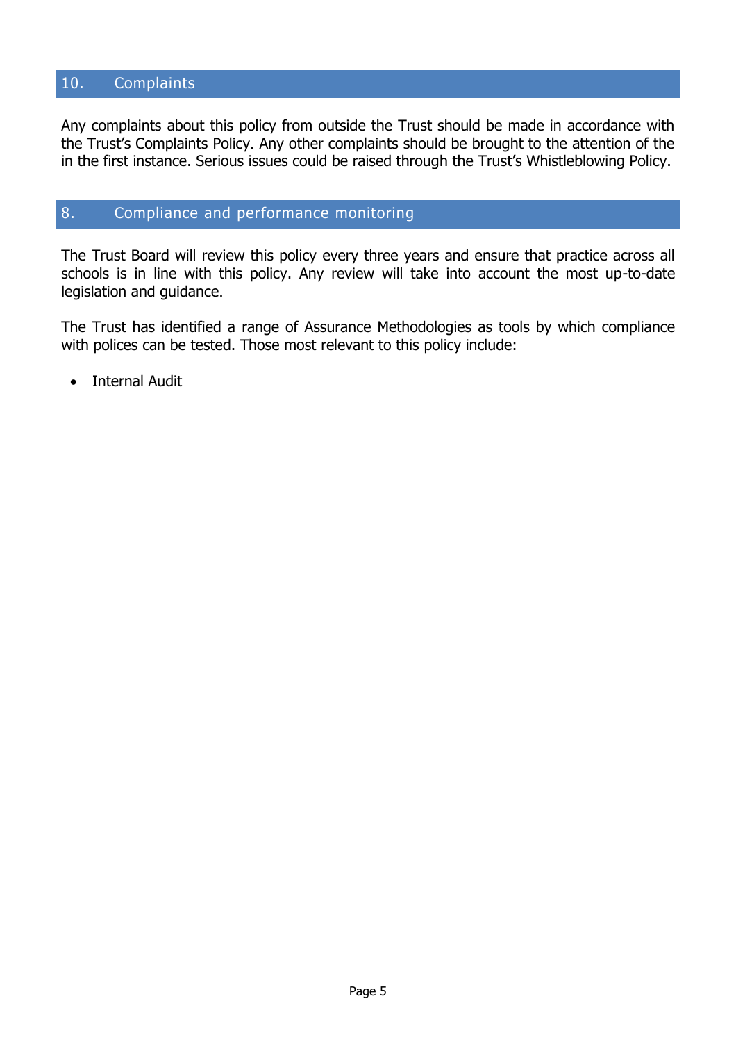## 10. Complaints

Any complaints about this policy from outside the Trust should be made in accordance with the Trust's Complaints Policy. Any other complaints should be brought to the attention of the in the first instance. Serious issues could be raised through the Trust's Whistleblowing Policy.

## 8. Compliance and performance monitoring

The Trust Board will review this policy every three years and ensure that practice across all schools is in line with this policy. Any review will take into account the most up-to-date legislation and guidance.

The Trust has identified a range of Assurance Methodologies as tools by which compliance with polices can be tested. Those most relevant to this policy include:

- Internal Audit